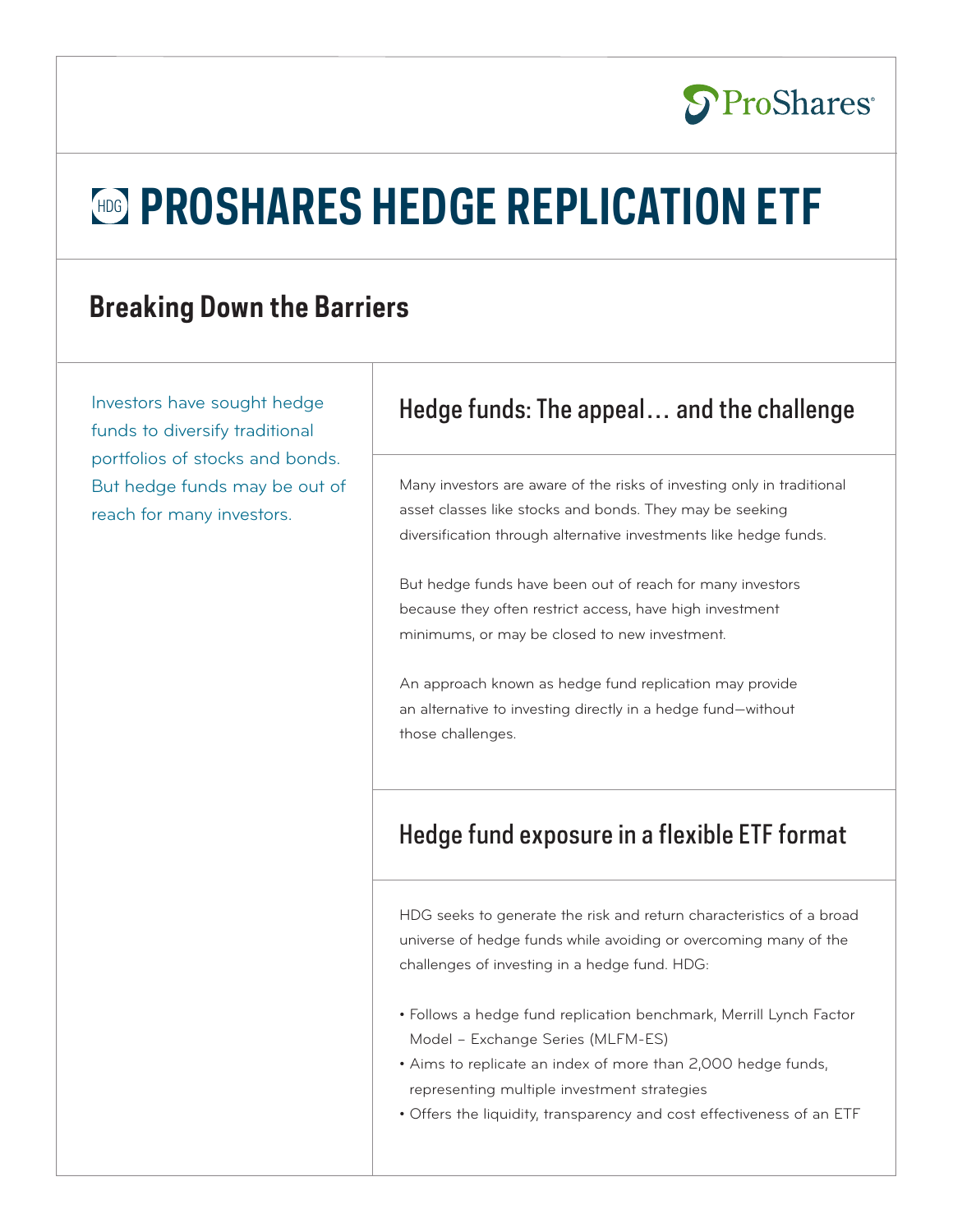ProShares

# HDG PROSHARES HEDGE REPLICATION ETF

## Breaking Down the Barriers

Investors have sought hedge funds to diversify traditional portfolios of stocks and bonds. But hedge funds may be out of reach for many investors.

### Hedge funds: The appeal… and the challenge

Many investors are aware of the risks of investing only in traditional asset classes like stocks and bonds. They may be seeking diversification through alternative investments like hedge funds.

But hedge funds have been out of reach for many investors because they often restrict access, have high investment minimums, or may be closed to new investment.

An approach known as hedge fund replication may provide an alternative to investing directly in a hedge fund—without those challenges.

### Hedge fund exposure in a flexible ETF format

HDG seeks to generate the risk and return characteristics of a broad universe of hedge funds while avoiding or overcoming many of the challenges of investing in a hedge fund. HDG:

- Follows a hedge fund replication benchmark, Merrill Lynch Factor Model – Exchange Series (MLFM-ES)
- Aims to replicate an index of more than 2,000 hedge funds, representing multiple investment strategies
- Offers the liquidity, transparency and cost effectiveness of an ETF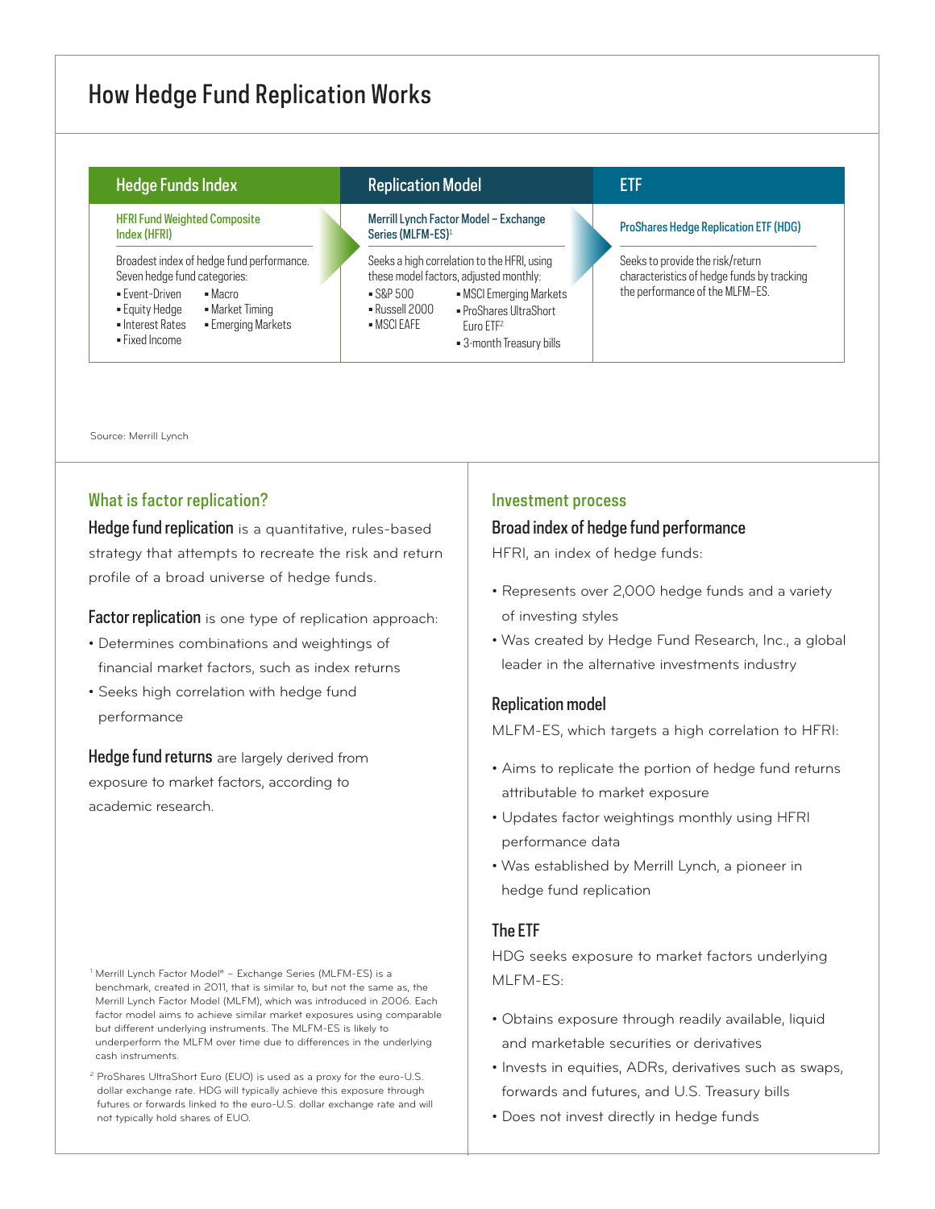# How Hedge Fund Replication Works

| Hedge Funds Index | Replication Model | ETF |
| --- | --- | --- |
| **HFRI Fund Weighted Composite Index (HFRI)** | **Merrill Lynch Factor Model – Exchange Series (MLFM-ES)**[1] | **ProShares Hedge Replication ETF (HDG)** |
| Broadest index of hedge fund performance. Seven hedge fund categories: ▪ Event-Driven ▪ Macro ▪ Equity Hedge ▪ Market Timing ▪ Interest Rates ▪ Emerging Markets ▪ Fixed Income | Seeks a high correlation to the HFRI, using these model factors, adjusted monthly: ▪ S&P 500 ▪ MSCI Emerging Markets ▪ Russell 2000 ▪ ProShares UltraShort Euro ETF[2] ▪ MSCI EAFE ▪ 3-month Treasury bills | Seeks to provide the risk/return characteristics of hedge funds by tracking the performance of the MLFM–ES. |

Source: Merrill Lynch

## What is factor replication?

**Hedge fund replication** is a quantitative, rules-based strategy that attempts to recreate the risk and return profile of a broad universe of hedge funds.

**Factor replication** is one type of replication approach:

- Determines combinations and weightings of financial market factors, such as index returns
- Seeks high correlation with hedge fund performance

**Hedge fund returns** are largely derived from exposure to market factors, according to academic research.

[1] Merrill Lynch Factor Model® – Exchange Series (MLFM-ES) is a benchmark, created in 2011, that is similar to, but not the same as, the Merrill Lynch Factor Model (MLFM), which was introduced in 2006. Each factor model aims to achieve similar market exposures using comparable but different underlying instruments. The MLFM-ES is likely to underperform the MLFM over time due to differences in the underlying cash instruments.

[2] ProShares UltraShort Euro (EUO) is used as a proxy for the euro-U.S. dollar exchange rate. HDG will typically achieve this exposure through futures or forwards linked to the euro-U.S. dollar exchange rate and will not typically hold shares of EUO.

## Investment process

### Broad index of hedge fund performance

HFRI, an index of hedge funds:

- Represents over 2,000 hedge funds and a variety of investing styles
- Was created by Hedge Fund Research, Inc., a global leader in the alternative investments industry

### Replication model

MLFM-ES, which targets a high correlation to HFRI:

- Aims to replicate the portion of hedge fund returns attributable to market exposure
- Updates factor weightings monthly using HFRI performance data
- Was established by Merrill Lynch, a pioneer in hedge fund replication

### The ETF

HDG seeks exposure to market factors underlying MLFM-ES:

- Obtains exposure through readily available, liquid and marketable securities or derivatives
- Invests in equities, ADRs, derivatives such as swaps, forwards and futures, and U.S. Treasury bills
- Does not invest directly in hedge funds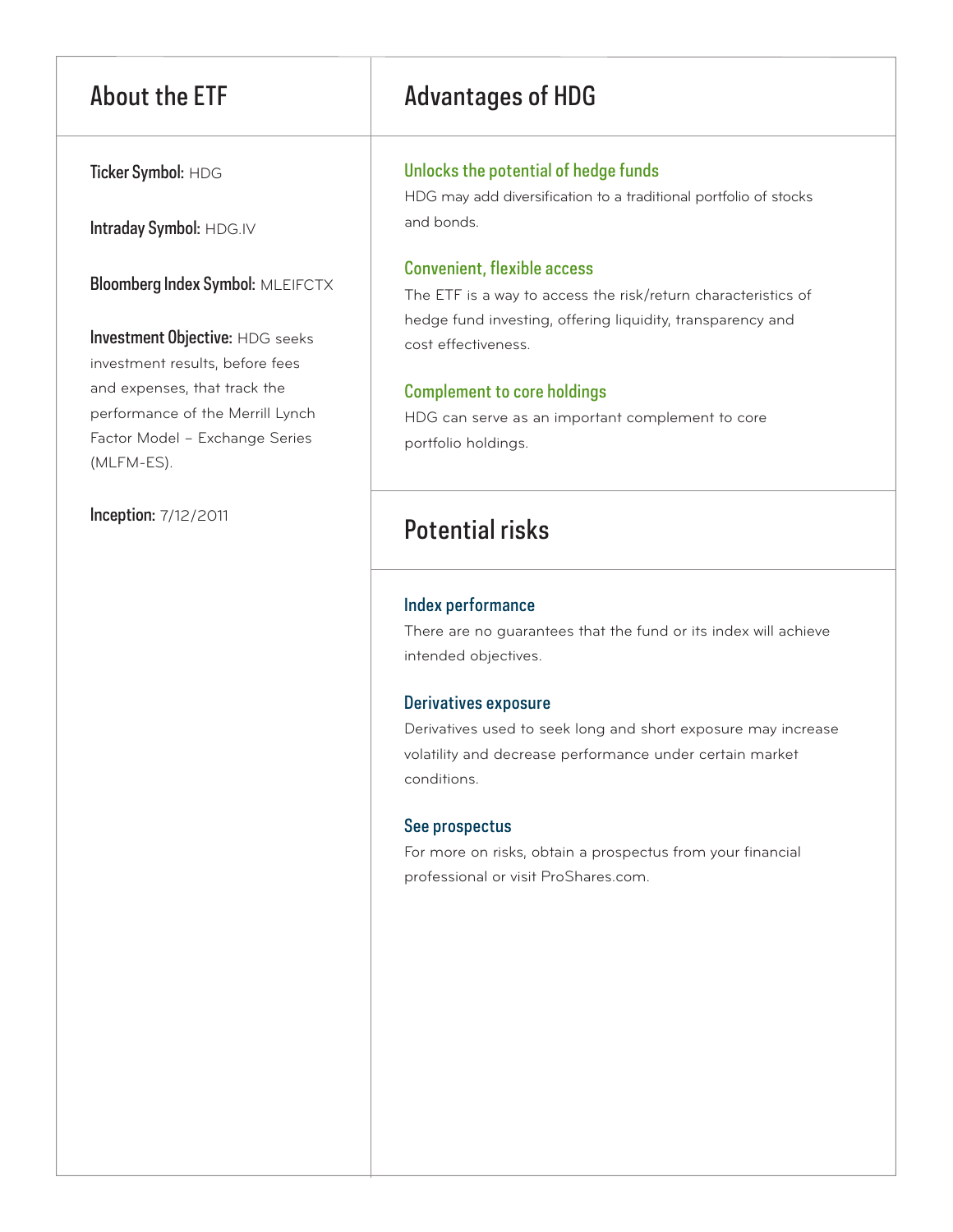## About the ETF

**Ticker Symbol:** HDG

**Intraday Symbol:** HDG.IV

**Bloomberg Index Symbol:** MLEIFCTX

**Investment Objective:** HDG seeks investment results, before fees and expenses, that track the performance of the Merrill Lynch Factor Model – Exchange Series (MLFM-ES).

**Inception:** 7/12/2011

## Advantages of HDG

### Unlocks the potential of hedge funds

HDG may add diversification to a traditional portfolio of stocks and bonds.

### Convenient, flexible access

The ETF is a way to access the risk/return characteristics of hedge fund investing, offering liquidity, transparency and cost effectiveness.

### Complement to core holdings

HDG can serve as an important complement to core portfolio holdings.

## Potential risks

### Index performance

There are no guarantees that the fund or its index will achieve intended objectives.

### Derivatives exposure

Derivatives used to seek long and short exposure may increase volatility and decrease performance under certain market conditions.

### See prospectus

For more on risks, obtain a prospectus from your financial professional or visit ProShares.com.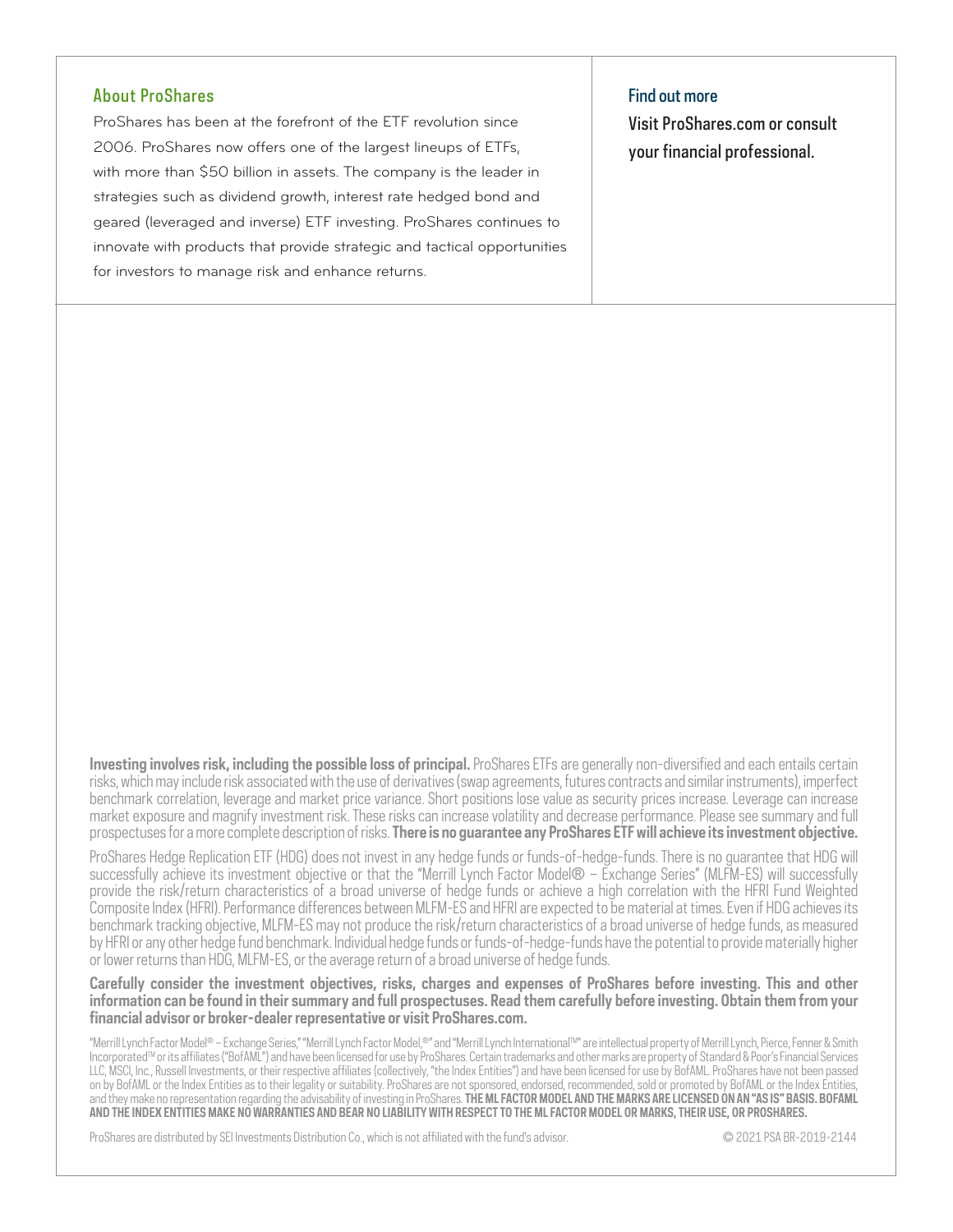## About ProShares

ProShares has been at the forefront of the ETF revolution since 2006. ProShares now offers one of the largest lineups of ETFs, with more than $50 billion in assets. The company is the leader in strategies such as dividend growth, interest rate hedged bond and geared (leveraged and inverse) ETF investing. ProShares continues to innovate with products that provide strategic and tactical opportunities for investors to manage risk and enhance returns.

## Find out more

Visit ProShares.com or consult your financial professional.

**Investing involves risk, including the possible loss of principal.** ProShares ETFs are generally non-diversified and each entails certain risks, which may include risk associated with the use of derivatives (swap agreements, futures contracts and similar instruments), imperfect benchmark correlation, leverage and market price variance. Short positions lose value as security prices increase. Leverage can increase market exposure and magnify investment risk. These risks can increase volatility and decrease performance. Please see summary and full prospectuses for a more complete description of risks. **There is no guarantee any ProShares ETF will achieve its investment objective.**

ProShares Hedge Replication ETF (HDG) does not invest in any hedge funds or funds-of-hedge-funds. There is no guarantee that HDG will successfully achieve its investment objective or that the "Merrill Lynch Factor Model® – Exchange Series" (MLFM-ES) will successfully provide the risk/return characteristics of a broad universe of hedge funds or achieve a high correlation with the HFRI Fund Weighted Composite Index (HFRI). Performance differences between MLFM-ES and HFRI are expected to be material at times. Even if HDG achieves its benchmark tracking objective, MLFM-ES may not produce the risk/return characteristics of a broad universe of hedge funds, as measured by HFRI or any other hedge fund benchmark. Individual hedge funds or funds-of-hedge-funds have the potential to provide materially higher or lower returns than HDG, MLFM-ES, or the average return of a broad universe of hedge funds.

**Carefully consider the investment objectives, risks, charges and expenses of ProShares before investing. This and other information can be found in their summary and full prospectuses. Read them carefully before investing. Obtain them from your financial advisor or broker-dealer representative or visit ProShares.com.**

"Merrill Lynch Factor Model® – Exchange Series," "Merrill Lynch Factor Model,®" and "Merrill Lynch International™" are intellectual property of Merrill Lynch, Pierce, Fenner & Smith Incorporated™ or its affiliates ("BofAML") and have been licensed for use by ProShares. Certain trademarks and other marks are property of Standard & Poor's Financial Services LLC, MSCI, Inc., Russell Investments, or their respective affiliates (collectively, "the Index Entities") and have been licensed for use by BofAML. ProShares have not been passed on by BofAML or the Index Entities as to their legality or suitability. ProShares are not sponsored, endorsed, recommended, sold or promoted by BofAML or the Index Entities, and they make no representation regarding the advisability of investing in ProShares. **THE ML FACTOR MODEL AND THE MARKS ARE LICENSED ON AN "AS IS" BASIS. BOFAML AND THE INDEX ENTITIES MAKE NO WARRANTIES AND BEAR NO LIABILITY WITH RESPECT TO THE ML FACTOR MODEL OR MARKS, THEIR USE, OR PROSHARES.**

ProShares are distributed by SEI Investments Distribution Co., which is not affiliated with the fund's advisor.

© 2021 PSA BR-2019-2144